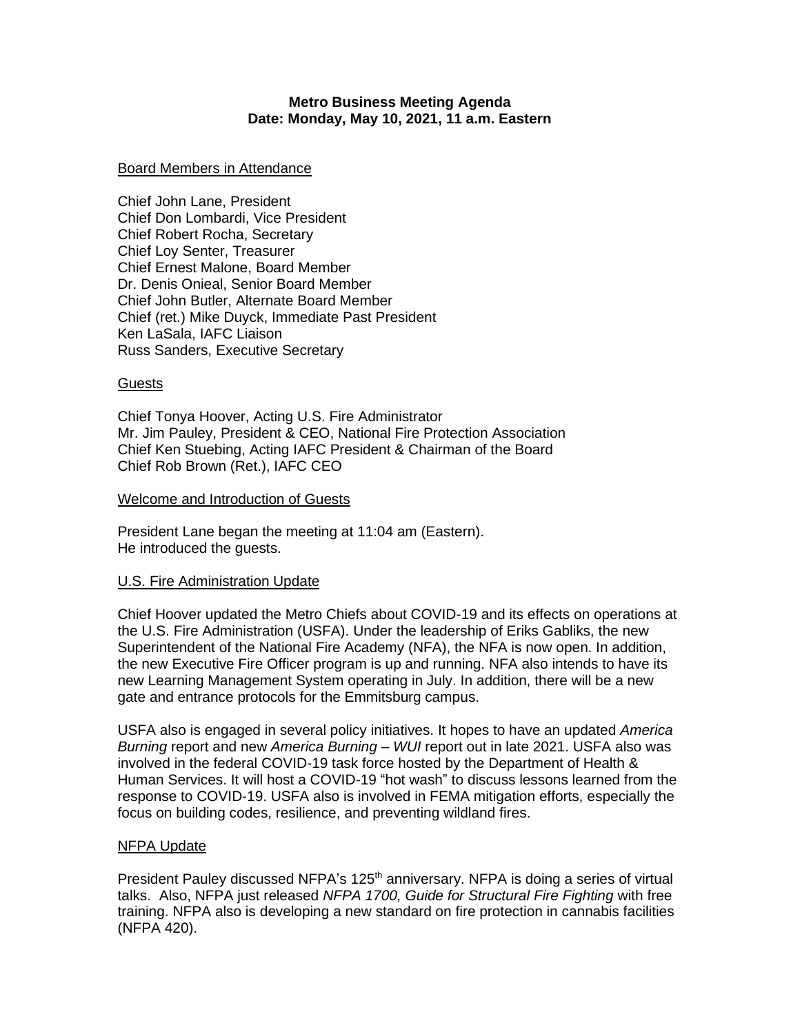**Metro Business Meeting Agenda**
**Date: Monday, May 10, 2021, 11 a.m. Eastern**

Board Members in Attendance

Chief John Lane, President
Chief Don Lombardi, Vice President
Chief Robert Rocha, Secretary
Chief Loy Senter, Treasurer
Chief Ernest Malone, Board Member
Dr. Denis Onieal, Senior Board Member
Chief John Butler, Alternate Board Member
Chief (ret.) Mike Duyck, Immediate Past President
Ken LaSala, IAFC Liaison
Russ Sanders, Executive Secretary

Guests

Chief Tonya Hoover, Acting U.S. Fire Administrator
Mr. Jim Pauley, President & CEO, National Fire Protection Association
Chief Ken Stuebing, Acting IAFC President & Chairman of the Board
Chief Rob Brown (Ret.), IAFC CEO

Welcome and Introduction of Guests

President Lane began the meeting at 11:04 am (Eastern).
He introduced the guests.

U.S. Fire Administration Update

Chief Hoover updated the Metro Chiefs about COVID-19 and its effects on operations at the U.S. Fire Administration (USFA). Under the leadership of Eriks Gabliks, the new Superintendent of the National Fire Academy (NFA), the NFA is now open. In addition, the new Executive Fire Officer program is up and running. NFA also intends to have its new Learning Management System operating in July. In addition, there will be a new gate and entrance protocols for the Emmitsburg campus.

USFA also is engaged in several policy initiatives. It hopes to have an updated *America Burning* report and new *America Burning – WUI* report out in late 2021. USFA also was involved in the federal COVID-19 task force hosted by the Department of Health & Human Services. It will host a COVID-19 "hot wash" to discuss lessons learned from the response to COVID-19. USFA also is involved in FEMA mitigation efforts, especially the focus on building codes, resilience, and preventing wildland fires.

NFPA Update

President Pauley discussed NFPA's 125th anniversary. NFPA is doing a series of virtual talks. Also, NFPA just released *NFPA 1700, Guide for Structural Fire Fighting* with free training. NFPA also is developing a new standard on fire protection in cannabis facilities (NFPA 420).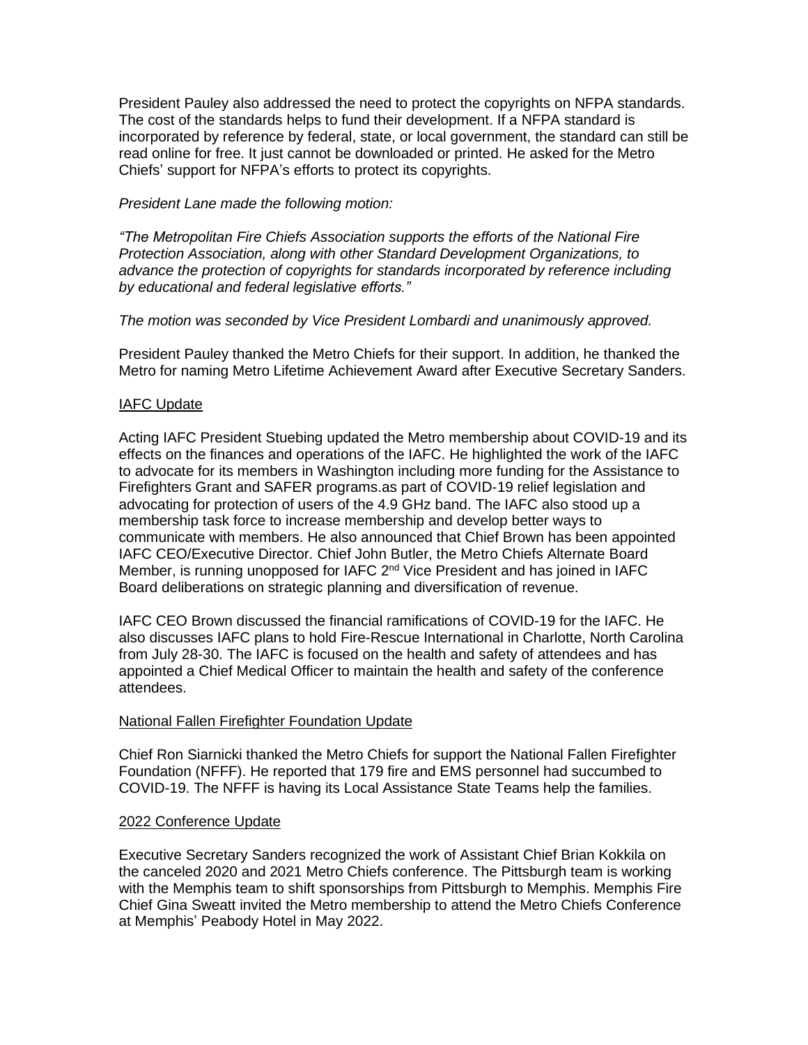President Pauley also addressed the need to protect the copyrights on NFPA standards. The cost of the standards helps to fund their development. If a NFPA standard is incorporated by reference by federal, state, or local government, the standard can still be read online for free. It just cannot be downloaded or printed. He asked for the Metro Chiefs' support for NFPA's efforts to protect its copyrights.

*President Lane made the following motion:*

*"The Metropolitan Fire Chiefs Association supports the efforts of the National Fire Protection Association, along with other Standard Development Organizations, to advance the protection of copyrights for standards incorporated by reference including by educational and federal legislative efforts."*

*The motion was seconded by Vice President Lombardi and unanimously approved.*

President Pauley thanked the Metro Chiefs for their support. In addition, he thanked the Metro for naming Metro Lifetime Achievement Award after Executive Secretary Sanders.

## IAFC Update

Acting IAFC President Stuebing updated the Metro membership about COVID-19 and its effects on the finances and operations of the IAFC. He highlighted the work of the IAFC to advocate for its members in Washington including more funding for the Assistance to Firefighters Grant and SAFER programs.as part of COVID-19 relief legislation and advocating for protection of users of the 4.9 GHz band. The IAFC also stood up a membership task force to increase membership and develop better ways to communicate with members. He also announced that Chief Brown has been appointed IAFC CEO/Executive Director. Chief John Butler, the Metro Chiefs Alternate Board Member, is running unopposed for IAFC 2nd Vice President and has joined in IAFC Board deliberations on strategic planning and diversification of revenue.

IAFC CEO Brown discussed the financial ramifications of COVID-19 for the IAFC. He also discusses IAFC plans to hold Fire-Rescue International in Charlotte, North Carolina from July 28-30. The IAFC is focused on the health and safety of attendees and has appointed a Chief Medical Officer to maintain the health and safety of the conference attendees.

## National Fallen Firefighter Foundation Update

Chief Ron Siarnicki thanked the Metro Chiefs for support the National Fallen Firefighter Foundation (NFFF). He reported that 179 fire and EMS personnel had succumbed to COVID-19. The NFFF is having its Local Assistance State Teams help the families.

## 2022 Conference Update

Executive Secretary Sanders recognized the work of Assistant Chief Brian Kokkila on the canceled 2020 and 2021 Metro Chiefs conference. The Pittsburgh team is working with the Memphis team to shift sponsorships from Pittsburgh to Memphis. Memphis Fire Chief Gina Sweatt invited the Metro membership to attend the Metro Chiefs Conference at Memphis' Peabody Hotel in May 2022.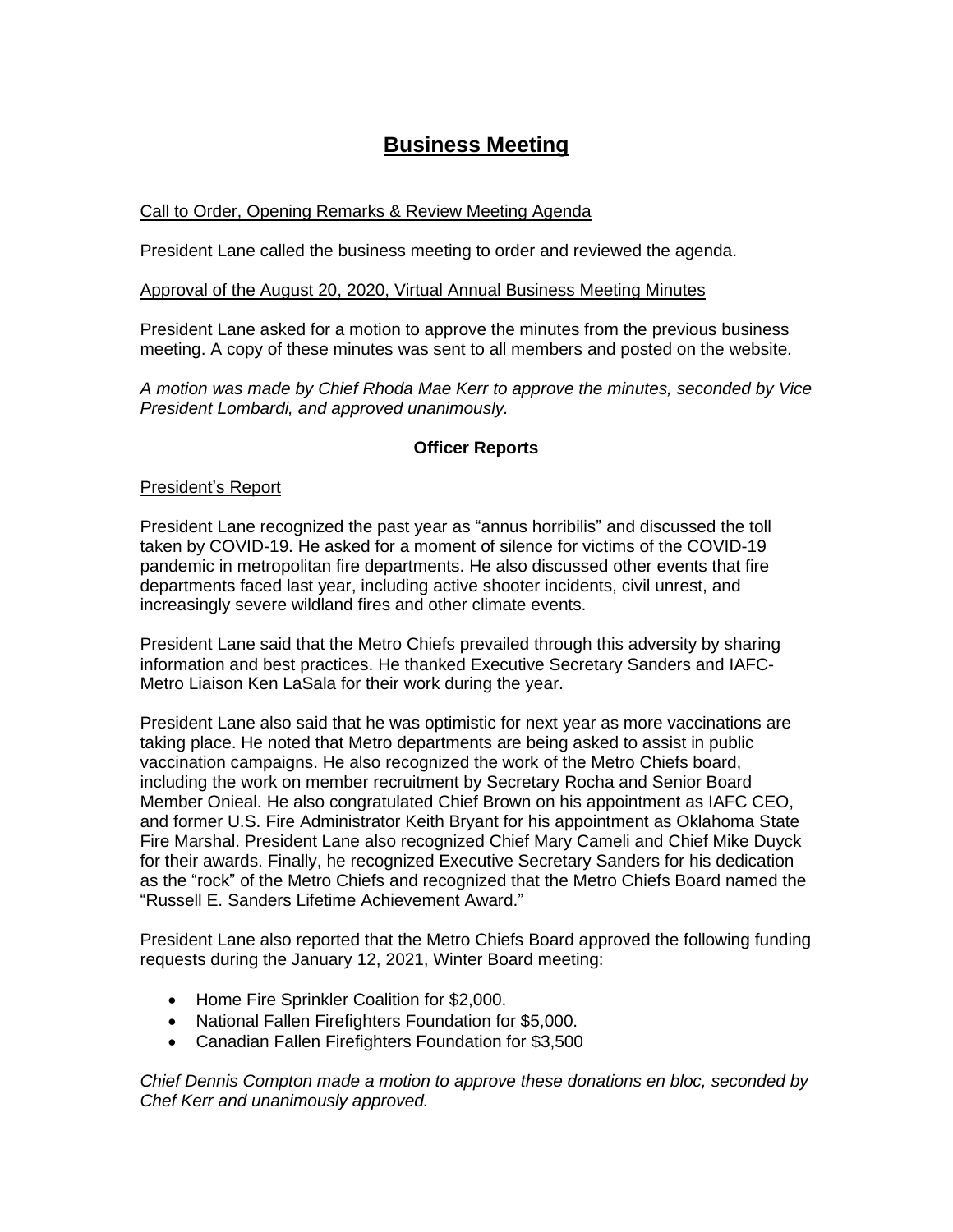# Business Meeting

Call to Order, Opening Remarks & Review Meeting Agenda

President Lane called the business meeting to order and reviewed the agenda.

Approval of the August 20, 2020, Virtual Annual Business Meeting Minutes

President Lane asked for a motion to approve the minutes from the previous business meeting. A copy of these minutes was sent to all members and posted on the website.

*A motion was made by Chief Rhoda Mae Kerr to approve the minutes, seconded by Vice President Lombardi, and approved unanimously.*

**Officer Reports**

President's Report

President Lane recognized the past year as "annus horribilis" and discussed the toll taken by COVID-19. He asked for a moment of silence for victims of the COVID-19 pandemic in metropolitan fire departments. He also discussed other events that fire departments faced last year, including active shooter incidents, civil unrest, and increasingly severe wildland fires and other climate events.

President Lane said that the Metro Chiefs prevailed through this adversity by sharing information and best practices. He thanked Executive Secretary Sanders and IAFC-Metro Liaison Ken LaSala for their work during the year.

President Lane also said that he was optimistic for next year as more vaccinations are taking place. He noted that Metro departments are being asked to assist in public vaccination campaigns. He also recognized the work of the Metro Chiefs board, including the work on member recruitment by Secretary Rocha and Senior Board Member Onieal. He also congratulated Chief Brown on his appointment as IAFC CEO, and former U.S. Fire Administrator Keith Bryant for his appointment as Oklahoma State Fire Marshal. President Lane also recognized Chief Mary Cameli and Chief Mike Duyck for their awards. Finally, he recognized Executive Secretary Sanders for his dedication as the "rock" of the Metro Chiefs and recognized that the Metro Chiefs Board named the "Russell E. Sanders Lifetime Achievement Award."

President Lane also reported that the Metro Chiefs Board approved the following funding requests during the January 12, 2021, Winter Board meeting:

- Home Fire Sprinkler Coalition for $2,000.
- National Fallen Firefighters Foundation for $5,000.
- Canadian Fallen Firefighters Foundation for $3,500

*Chief Dennis Compton made a motion to approve these donations en bloc, seconded by Chef Kerr and unanimously approved.*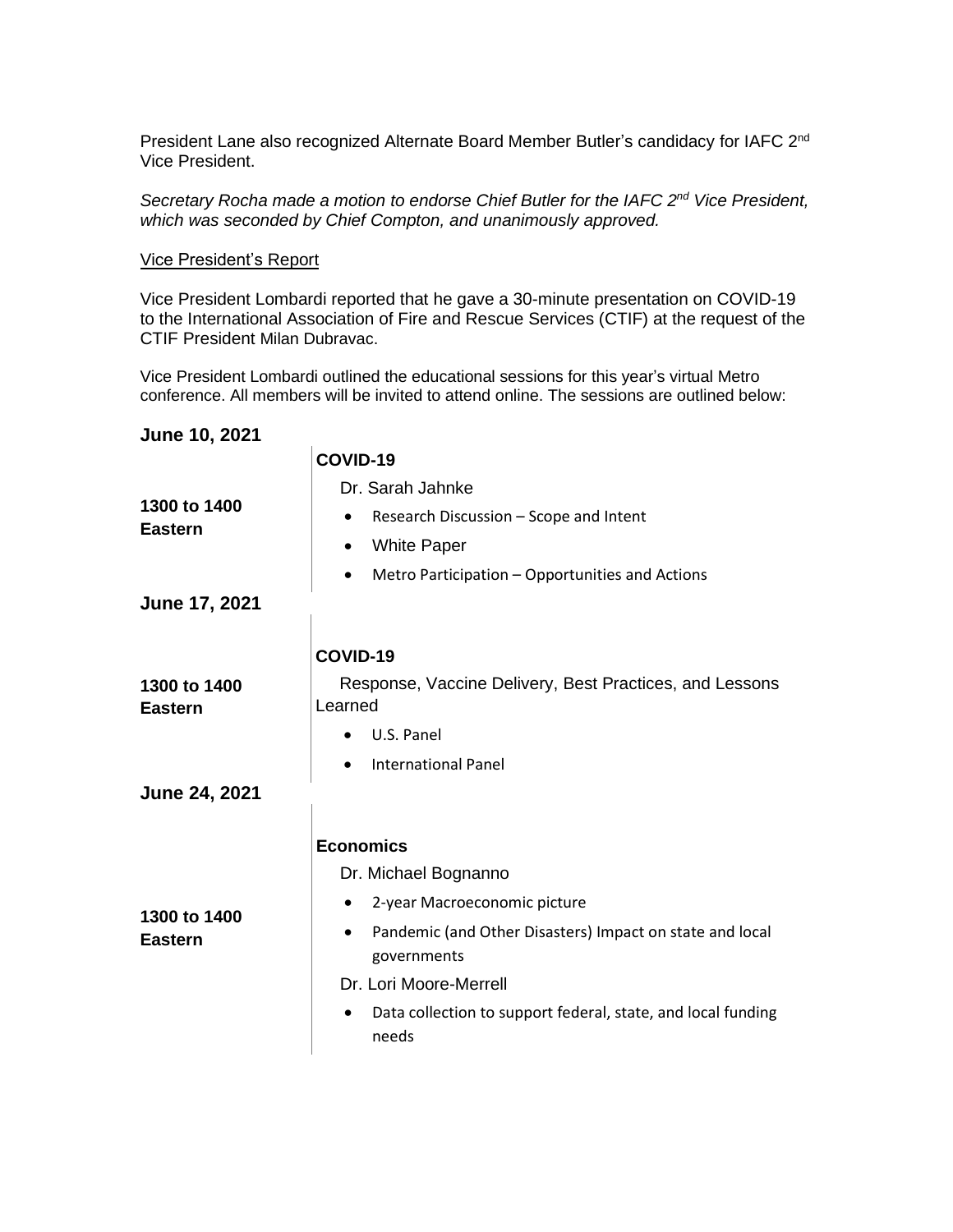President Lane also recognized Alternate Board Member Butler's candidacy for IAFC 2nd Vice President.

*Secretary Rocha made a motion to endorse Chief Butler for the IAFC 2nd Vice President, which was seconded by Chief Compton, and unanimously approved.*

<u>Vice President's Report</u>

Vice President Lombardi reported that he gave a 30-minute presentation on COVID-19 to the International Association of Fire and Rescue Services (CTIF) at the request of the CTIF President Milan Dubravac.

Vice President Lombardi outlined the educational sessions for this year's virtual Metro conference. All members will be invited to attend online. The sessions are outlined below:

**June 10, 2021**

| | |
|---|---|
| **1300 to 1400 Eastern** | **COVID-19**<br>Dr. Sarah Jahnke<br>• Research Discussion – Scope and Intent<br>• White Paper<br>• Metro Participation – Opportunities and Actions |

**June 17, 2021**

| | |
|---|---|
| **1300 to 1400 Eastern** | **COVID-19**<br>Response, Vaccine Delivery, Best Practices, and Lessons Learned<br>• U.S. Panel<br>• International Panel |

**June 24, 2021**

| | |
|---|---|
| **1300 to 1400 Eastern** | **Economics**<br>Dr. Michael Bognanno<br>• 2-year Macroeconomic picture<br>• Pandemic (and Other Disasters) Impact on state and local governments<br>Dr. Lori Moore-Merrell<br>• Data collection to support federal, state, and local funding needs |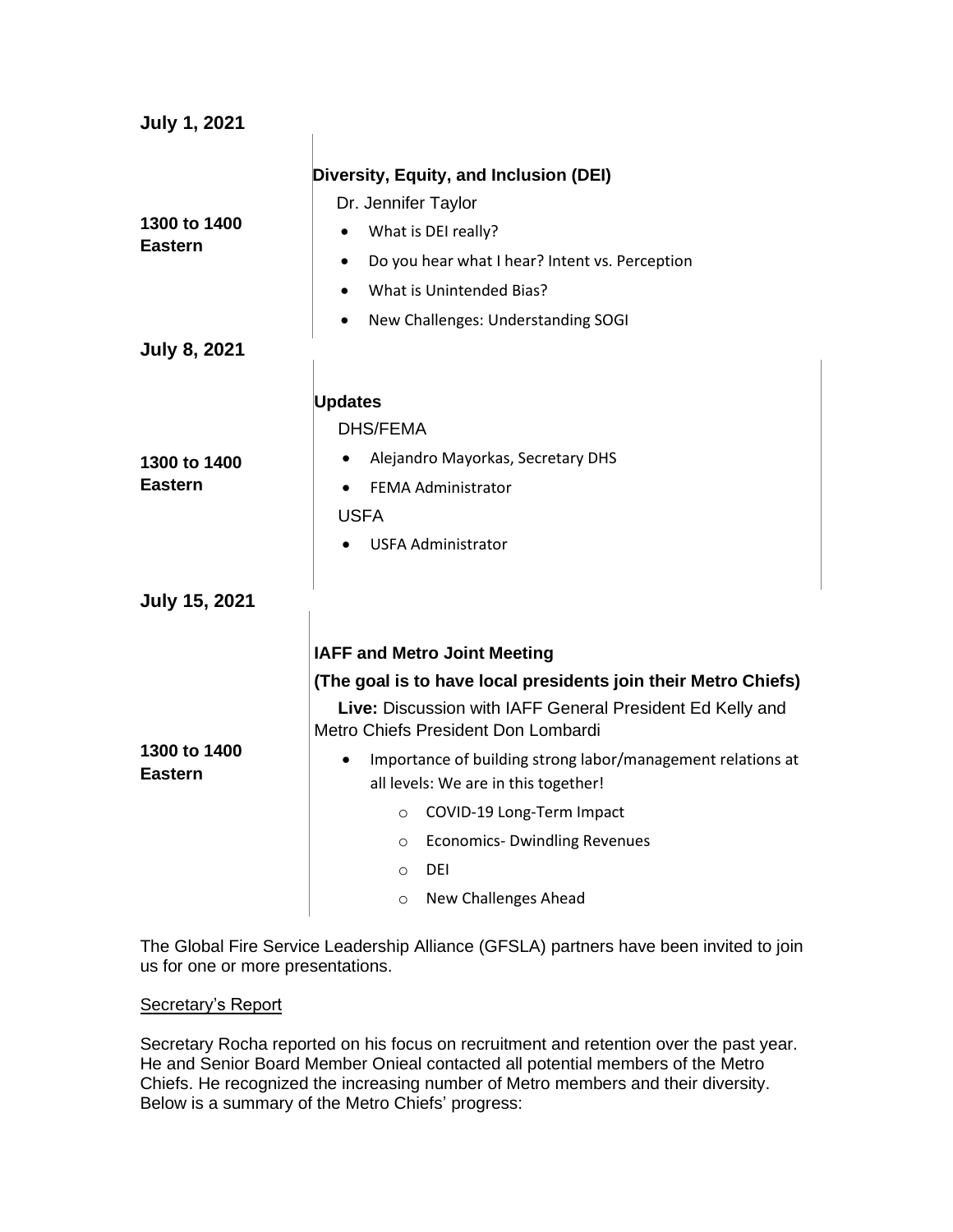**July 1, 2021**

**1300 to 1400 Eastern**

**Diversity, Equity, and Inclusion (DEI)**

Dr. Jennifer Taylor

- What is DEI really?
- Do you hear what I hear? Intent vs. Perception
- What is Unintended Bias?
- New Challenges: Understanding SOGI

**July 8, 2021**

**1300 to 1400 Eastern**

**Updates**

DHS/FEMA

- Alejandro Mayorkas, Secretary DHS
- FEMA Administrator

USFA

- USFA Administrator

**July 15, 2021**

**1300 to 1400 Eastern**

**IAFF and Metro Joint Meeting**

**(The goal is to have local presidents join their Metro Chiefs)**

**Live:** Discussion with IAFF General President Ed Kelly and Metro Chiefs President Don Lombardi

- Importance of building strong labor/management relations at all levels: We are in this together!
  - COVID-19 Long-Term Impact
  - Economics- Dwindling Revenues
  - DEI
  - New Challenges Ahead

The Global Fire Service Leadership Alliance (GFSLA) partners have been invited to join us for one or more presentations.

Secretary's Report

Secretary Rocha reported on his focus on recruitment and retention over the past year. He and Senior Board Member Onieal contacted all potential members of the Metro Chiefs. He recognized the increasing number of Metro members and their diversity. Below is a summary of the Metro Chiefs' progress: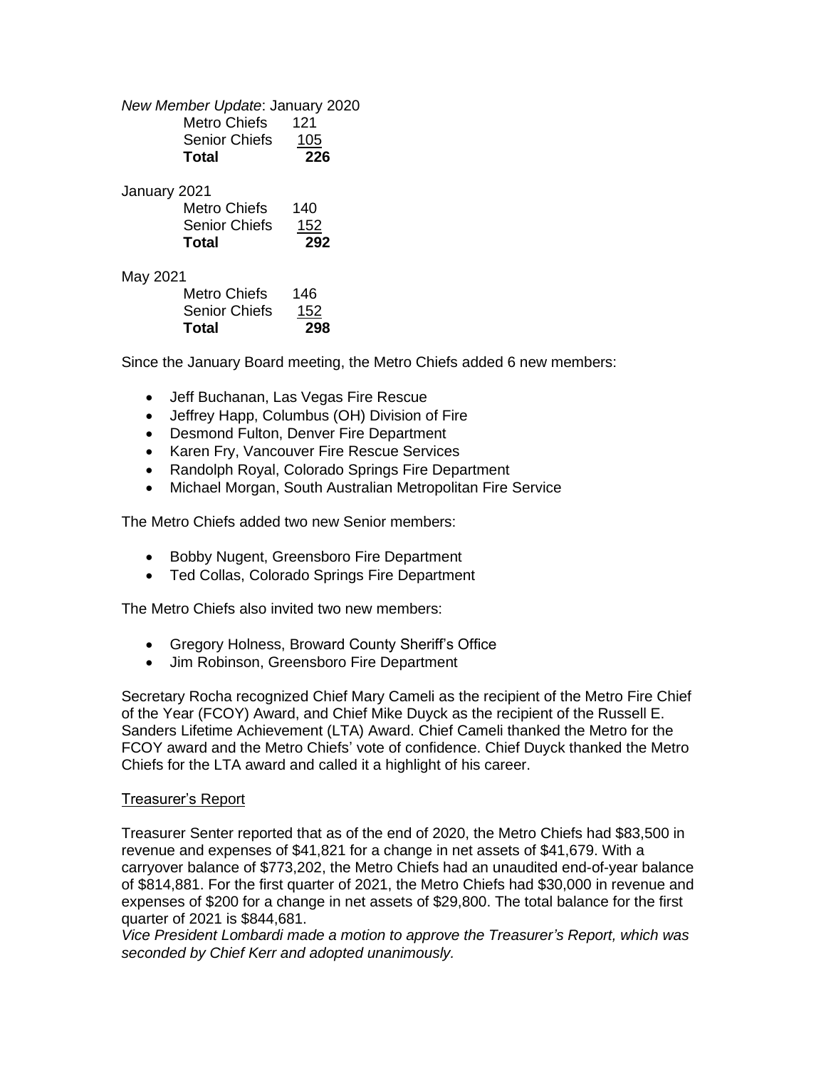*New Member Update*: January 2020

| | |
|---|---|
| Metro Chiefs | 121 |
| Senior Chiefs | 105 |
| **Total** | **226** |

January 2021

| | |
|---|---|
| Metro Chiefs | 140 |
| Senior Chiefs | 152 |
| **Total** | **292** |

May 2021

| | |
|---|---|
| Metro Chiefs | 146 |
| Senior Chiefs | 152 |
| **Total** | **298** |

Since the January Board meeting, the Metro Chiefs added 6 new members:

- Jeff Buchanan, Las Vegas Fire Rescue
- Jeffrey Happ, Columbus (OH) Division of Fire
- Desmond Fulton, Denver Fire Department
- Karen Fry, Vancouver Fire Rescue Services
- Randolph Royal, Colorado Springs Fire Department
- Michael Morgan, South Australian Metropolitan Fire Service

The Metro Chiefs added two new Senior members:

- Bobby Nugent, Greensboro Fire Department
- Ted Collas, Colorado Springs Fire Department

The Metro Chiefs also invited two new members:

- Gregory Holness, Broward County Sheriff's Office
- Jim Robinson, Greensboro Fire Department

Secretary Rocha recognized Chief Mary Cameli as the recipient of the Metro Fire Chief of the Year (FCOY) Award, and Chief Mike Duyck as the recipient of the Russell E. Sanders Lifetime Achievement (LTA) Award. Chief Cameli thanked the Metro for the FCOY award and the Metro Chiefs' vote of confidence. Chief Duyck thanked the Metro Chiefs for the LTA award and called it a highlight of his career.

Treasurer's Report

Treasurer Senter reported that as of the end of 2020, the Metro Chiefs had $83,500 in revenue and expenses of $41,821 for a change in net assets of $41,679. With a carryover balance of $773,202, the Metro Chiefs had an unaudited end-of-year balance of $814,881. For the first quarter of 2021, the Metro Chiefs had $30,000 in revenue and expenses of $200 for a change in net assets of $29,800. The total balance for the first quarter of 2021 is $844,681.

*Vice President Lombardi made a motion to approve the Treasurer's Report, which was seconded by Chief Kerr and adopted unanimously.*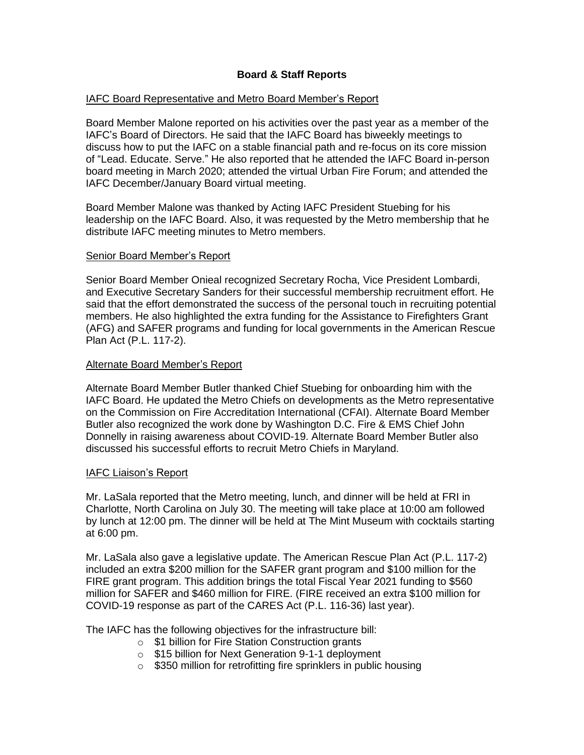## Board & Staff Reports

### IAFC Board Representative and Metro Board Member's Report

Board Member Malone reported on his activities over the past year as a member of the IAFC's Board of Directors. He said that the IAFC Board has biweekly meetings to discuss how to put the IAFC on a stable financial path and re-focus on its core mission of "Lead. Educate. Serve." He also reported that he attended the IAFC Board in-person board meeting in March 2020; attended the virtual Urban Fire Forum; and attended the IAFC December/January Board virtual meeting.

Board Member Malone was thanked by Acting IAFC President Stuebing for his leadership on the IAFC Board. Also, it was requested by the Metro membership that he distribute IAFC meeting minutes to Metro members.

### Senior Board Member's Report

Senior Board Member Onieal recognized Secretary Rocha, Vice President Lombardi, and Executive Secretary Sanders for their successful membership recruitment effort. He said that the effort demonstrated the success of the personal touch in recruiting potential members. He also highlighted the extra funding for the Assistance to Firefighters Grant (AFG) and SAFER programs and funding for local governments in the American Rescue Plan Act (P.L. 117-2).

### Alternate Board Member's Report

Alternate Board Member Butler thanked Chief Stuebing for onboarding him with the IAFC Board. He updated the Metro Chiefs on developments as the Metro representative on the Commission on Fire Accreditation International (CFAI). Alternate Board Member Butler also recognized the work done by Washington D.C. Fire & EMS Chief John Donnelly in raising awareness about COVID-19. Alternate Board Member Butler also discussed his successful efforts to recruit Metro Chiefs in Maryland.

### IAFC Liaison's Report

Mr. LaSala reported that the Metro meeting, lunch, and dinner will be held at FRI in Charlotte, North Carolina on July 30. The meeting will take place at 10:00 am followed by lunch at 12:00 pm. The dinner will be held at The Mint Museum with cocktails starting at 6:00 pm.

Mr. LaSala also gave a legislative update. The American Rescue Plan Act (P.L. 117-2) included an extra $200 million for the SAFER grant program and $100 million for the FIRE grant program. This addition brings the total Fiscal Year 2021 funding to $560 million for SAFER and $460 million for FIRE. (FIRE received an extra $100 million for COVID-19 response as part of the CARES Act (P.L. 116-36) last year).

The IAFC has the following objectives for the infrastructure bill:

- $1 billion for Fire Station Construction grants
- $15 billion for Next Generation 9-1-1 deployment
- $350 million for retrofitting fire sprinklers in public housing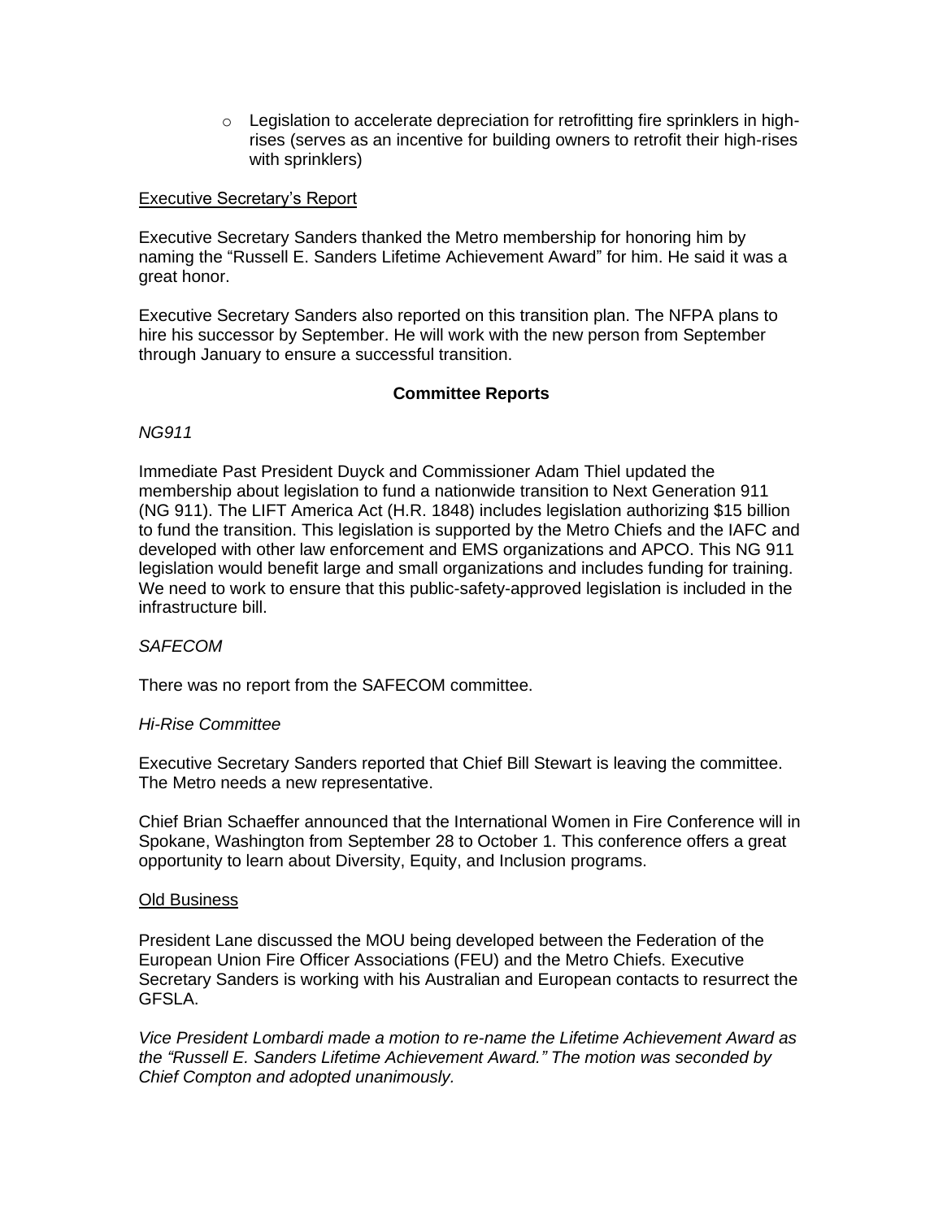- Legislation to accelerate depreciation for retrofitting fire sprinklers in high-rises (serves as an incentive for building owners to retrofit their high-rises with sprinklers)

<u>Executive Secretary's Report</u>

Executive Secretary Sanders thanked the Metro membership for honoring him by naming the "Russell E. Sanders Lifetime Achievement Award" for him. He said it was a great honor.

Executive Secretary Sanders also reported on this transition plan. The NFPA plans to hire his successor by September. He will work with the new person from September through January to ensure a successful transition.

**Committee Reports**

*NG911*

Immediate Past President Duyck and Commissioner Adam Thiel updated the membership about legislation to fund a nationwide transition to Next Generation 911 (NG 911). The LIFT America Act (H.R. 1848) includes legislation authorizing $15 billion to fund the transition. This legislation is supported by the Metro Chiefs and the IAFC and developed with other law enforcement and EMS organizations and APCO. This NG 911 legislation would benefit large and small organizations and includes funding for training. We need to work to ensure that this public-safety-approved legislation is included in the infrastructure bill.

*SAFECOM*

There was no report from the SAFECOM committee.

*Hi-Rise Committee*

Executive Secretary Sanders reported that Chief Bill Stewart is leaving the committee. The Metro needs a new representative.

Chief Brian Schaeffer announced that the International Women in Fire Conference will in Spokane, Washington from September 28 to October 1. This conference offers a great opportunity to learn about Diversity, Equity, and Inclusion programs.

<u>Old Business</u>

President Lane discussed the MOU being developed between the Federation of the European Union Fire Officer Associations (FEU) and the Metro Chiefs. Executive Secretary Sanders is working with his Australian and European contacts to resurrect the GFSLA.

*Vice President Lombardi made a motion to re-name the Lifetime Achievement Award as the "Russell E. Sanders Lifetime Achievement Award." The motion was seconded by Chief Compton and adopted unanimously.*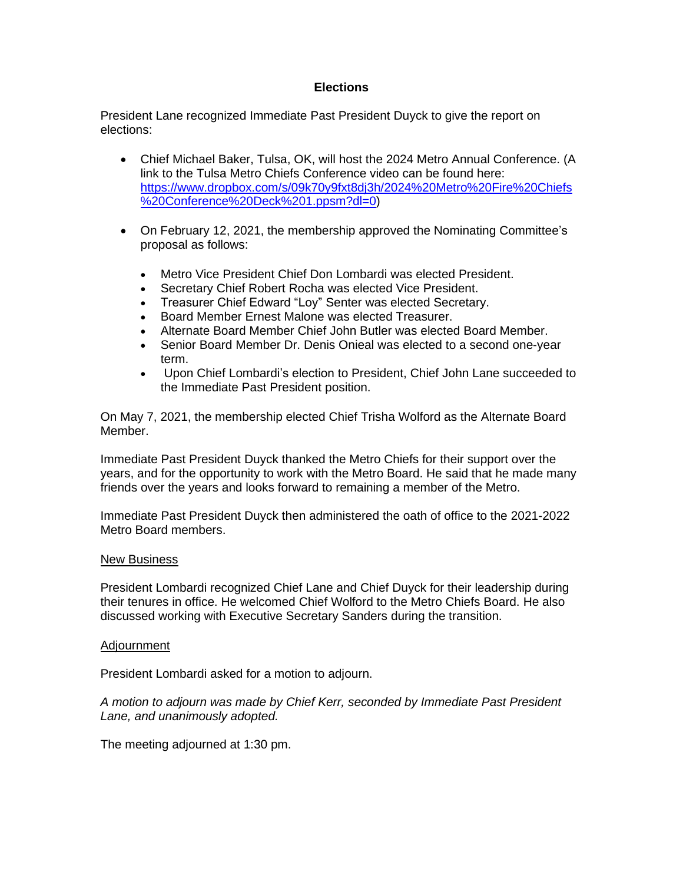## Elections

President Lane recognized Immediate Past President Duyck to give the report on elections:

- Chief Michael Baker, Tulsa, OK, will host the 2024 Metro Annual Conference. (A link to the Tulsa Metro Chiefs Conference video can be found here: [https://www.dropbox.com/s/09k70y9fxt8dj3h/2024%20Metro%20Fire%20Chiefs%20Conference%20Deck%201.ppsm?dl=0](https://www.dropbox.com/s/09k70y9fxt8dj3h/2024%20Metro%20Fire%20Chiefs%20Conference%20Deck%201.ppsm?dl=0))

- On February 12, 2021, the membership approved the Nominating Committee's proposal as follows:

  - Metro Vice President Chief Don Lombardi was elected President.
  - Secretary Chief Robert Rocha was elected Vice President.
  - Treasurer Chief Edward "Loy" Senter was elected Secretary.
  - Board Member Ernest Malone was elected Treasurer.
  - Alternate Board Member Chief John Butler was elected Board Member.
  - Senior Board Member Dr. Denis Onieal was elected to a second one-year term.
  - Upon Chief Lombardi's election to President, Chief John Lane succeeded to the Immediate Past President position.

On May 7, 2021, the membership elected Chief Trisha Wolford as the Alternate Board Member.

Immediate Past President Duyck thanked the Metro Chiefs for their support over the years, and for the opportunity to work with the Metro Board. He said that he made many friends over the years and looks forward to remaining a member of the Metro.

Immediate Past President Duyck then administered the oath of office to the 2021-2022 Metro Board members.

### New Business

President Lombardi recognized Chief Lane and Chief Duyck for their leadership during their tenures in office. He welcomed Chief Wolford to the Metro Chiefs Board. He also discussed working with Executive Secretary Sanders during the transition.

### Adjournment

President Lombardi asked for a motion to adjourn.

*A motion to adjourn was made by Chief Kerr, seconded by Immediate Past President Lane, and unanimously adopted.*

The meeting adjourned at 1:30 pm.